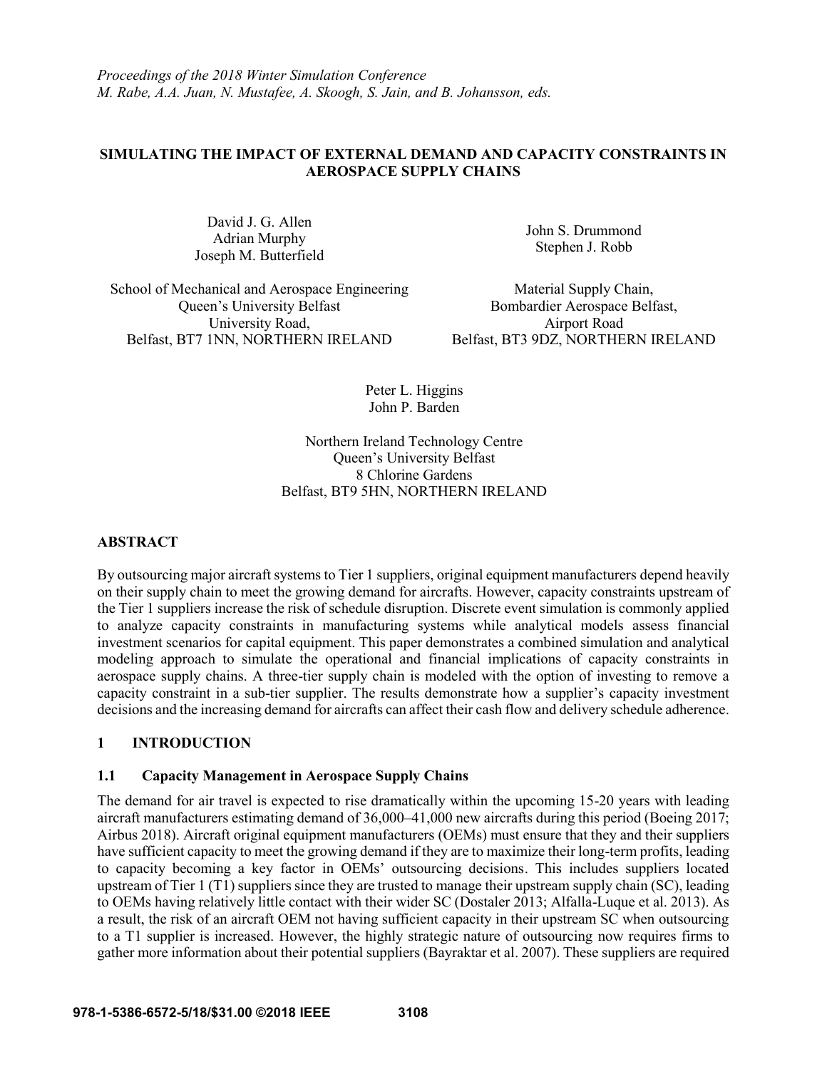*Proceedings of the 2018 Winter Simulation Conference*
*M. Rabe, A.A. Juan, N. Mustafee, A. Skoogh, S. Jain, and B. Johansson, eds.*

# SIMULATING THE IMPACT OF EXTERNAL DEMAND AND CAPACITY CONSTRAINTS IN AEROSPACE SUPPLY CHAINS

David J. G. Allen
Adrian Murphy
Joseph M. Butterfield

School of Mechanical and Aerospace Engineering
Queen's University Belfast
University Road,
Belfast, BT7 1NN, NORTHERN IRELAND

John S. Drummond
Stephen J. Robb

Material Supply Chain,
Bombardier Aerospace Belfast,
Airport Road
Belfast, BT3 9DZ, NORTHERN IRELAND

Peter L. Higgins
John P. Barden

Northern Ireland Technology Centre
Queen's University Belfast
8 Chlorine Gardens
Belfast, BT9 5HN, NORTHERN IRELAND

## ABSTRACT

By outsourcing major aircraft systems to Tier 1 suppliers, original equipment manufacturers depend heavily on their supply chain to meet the growing demand for aircrafts. However, capacity constraints upstream of the Tier 1 suppliers increase the risk of schedule disruption. Discrete event simulation is commonly applied to analyze capacity constraints in manufacturing systems while analytical models assess financial investment scenarios for capital equipment. This paper demonstrates a combined simulation and analytical modeling approach to simulate the operational and financial implications of capacity constraints in aerospace supply chains. A three-tier supply chain is modeled with the option of investing to remove a capacity constraint in a sub-tier supplier. The results demonstrate how a supplier's capacity investment decisions and the increasing demand for aircrafts can affect their cash flow and delivery schedule adherence.

## 1 INTRODUCTION

### 1.1 Capacity Management in Aerospace Supply Chains

The demand for air travel is expected to rise dramatically within the upcoming 15-20 years with leading aircraft manufacturers estimating demand of 36,000–41,000 new aircrafts during this period (Boeing 2017; Airbus 2018). Aircraft original equipment manufacturers (OEMs) must ensure that they and their suppliers have sufficient capacity to meet the growing demand if they are to maximize their long-term profits, leading to capacity becoming a key factor in OEMs' outsourcing decisions. This includes suppliers located upstream of Tier 1 (T1) suppliers since they are trusted to manage their upstream supply chain (SC), leading to OEMs having relatively little contact with their wider SC (Dostaler 2013; Alfalla-Luque et al. 2013). As a result, the risk of an aircraft OEM not having sufficient capacity in their upstream SC when outsourcing to a T1 supplier is increased. However, the highly strategic nature of outsourcing now requires firms to gather more information about their potential suppliers (Bayraktar et al. 2007). These suppliers are required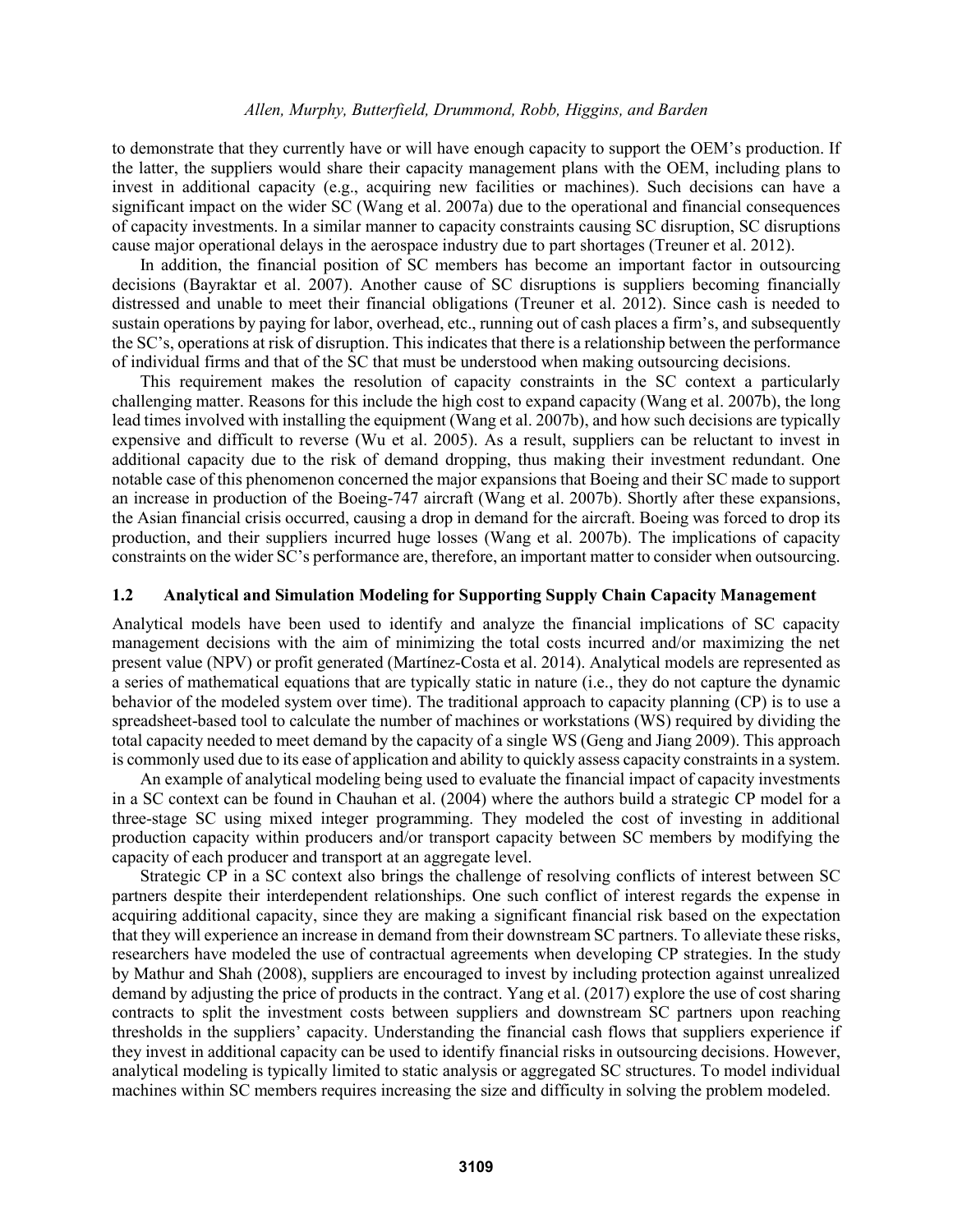to demonstrate that they currently have or will have enough capacity to support the OEM's production. If the latter, the suppliers would share their capacity management plans with the OEM, including plans to invest in additional capacity (e.g., acquiring new facilities or machines). Such decisions can have a significant impact on the wider SC (Wang et al. 2007a) due to the operational and financial consequences of capacity investments. In a similar manner to capacity constraints causing SC disruption, SC disruptions cause major operational delays in the aerospace industry due to part shortages (Treuner et al. 2012).

In addition, the financial position of SC members has become an important factor in outsourcing decisions (Bayraktar et al. 2007). Another cause of SC disruptions is suppliers becoming financially distressed and unable to meet their financial obligations (Treuner et al. 2012). Since cash is needed to sustain operations by paying for labor, overhead, etc., running out of cash places a firm's, and subsequently the SC's, operations at risk of disruption. This indicates that there is a relationship between the performance of individual firms and that of the SC that must be understood when making outsourcing decisions.

This requirement makes the resolution of capacity constraints in the SC context a particularly challenging matter. Reasons for this include the high cost to expand capacity (Wang et al. 2007b), the long lead times involved with installing the equipment (Wang et al. 2007b), and how such decisions are typically expensive and difficult to reverse (Wu et al. 2005). As a result, suppliers can be reluctant to invest in additional capacity due to the risk of demand dropping, thus making their investment redundant. One notable case of this phenomenon concerned the major expansions that Boeing and their SC made to support an increase in production of the Boeing-747 aircraft (Wang et al. 2007b). Shortly after these expansions, the Asian financial crisis occurred, causing a drop in demand for the aircraft. Boeing was forced to drop its production, and their suppliers incurred huge losses (Wang et al. 2007b). The implications of capacity constraints on the wider SC's performance are, therefore, an important matter to consider when outsourcing.

## 1.2 Analytical and Simulation Modeling for Supporting Supply Chain Capacity Management

Analytical models have been used to identify and analyze the financial implications of SC capacity management decisions with the aim of minimizing the total costs incurred and/or maximizing the net present value (NPV) or profit generated (Martínez-Costa et al. 2014). Analytical models are represented as a series of mathematical equations that are typically static in nature (i.e., they do not capture the dynamic behavior of the modeled system over time). The traditional approach to capacity planning (CP) is to use a spreadsheet-based tool to calculate the number of machines or workstations (WS) required by dividing the total capacity needed to meet demand by the capacity of a single WS (Geng and Jiang 2009). This approach is commonly used due to its ease of application and ability to quickly assess capacity constraints in a system.

An example of analytical modeling being used to evaluate the financial impact of capacity investments in a SC context can be found in Chauhan et al. (2004) where the authors build a strategic CP model for a three-stage SC using mixed integer programming. They modeled the cost of investing in additional production capacity within producers and/or transport capacity between SC members by modifying the capacity of each producer and transport at an aggregate level.

Strategic CP in a SC context also brings the challenge of resolving conflicts of interest between SC partners despite their interdependent relationships. One such conflict of interest regards the expense in acquiring additional capacity, since they are making a significant financial risk based on the expectation that they will experience an increase in demand from their downstream SC partners. To alleviate these risks, researchers have modeled the use of contractual agreements when developing CP strategies. In the study by Mathur and Shah (2008), suppliers are encouraged to invest by including protection against unrealized demand by adjusting the price of products in the contract. Yang et al. (2017) explore the use of cost sharing contracts to split the investment costs between suppliers and downstream SC partners upon reaching thresholds in the suppliers' capacity. Understanding the financial cash flows that suppliers experience if they invest in additional capacity can be used to identify financial risks in outsourcing decisions. However, analytical modeling is typically limited to static analysis or aggregated SC structures. To model individual machines within SC members requires increasing the size and difficulty in solving the problem modeled.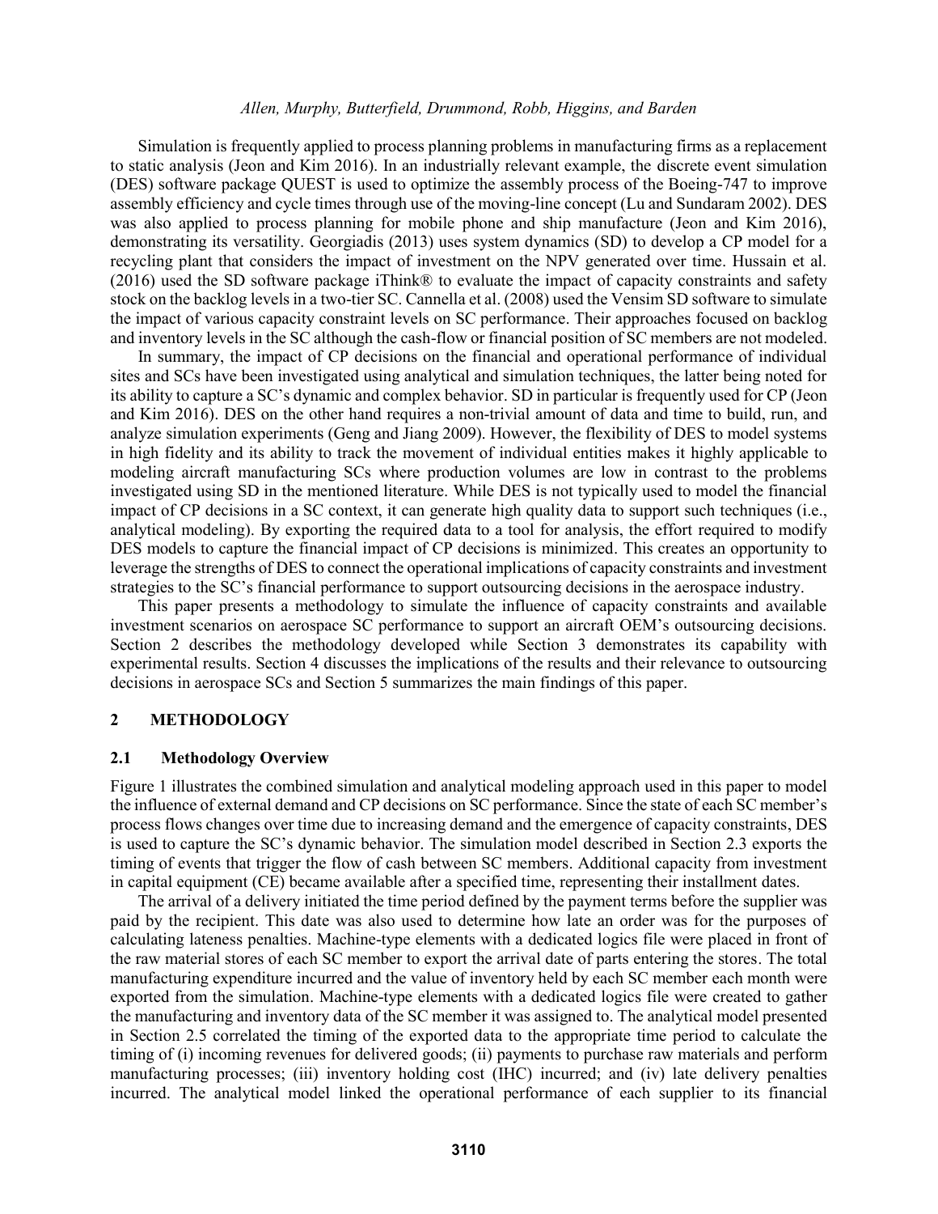Simulation is frequently applied to process planning problems in manufacturing firms as a replacement to static analysis (Jeon and Kim 2016). In an industrially relevant example, the discrete event simulation (DES) software package QUEST is used to optimize the assembly process of the Boeing-747 to improve assembly efficiency and cycle times through use of the moving-line concept (Lu and Sundaram 2002). DES was also applied to process planning for mobile phone and ship manufacture (Jeon and Kim 2016), demonstrating its versatility. Georgiadis (2013) uses system dynamics (SD) to develop a CP model for a recycling plant that considers the impact of investment on the NPV generated over time. Hussain et al. (2016) used the SD software package iThink® to evaluate the impact of capacity constraints and safety stock on the backlog levels in a two-tier SC. Cannella et al. (2008) used the Vensim SD software to simulate the impact of various capacity constraint levels on SC performance. Their approaches focused on backlog and inventory levels in the SC although the cash-flow or financial position of SC members are not modeled.

In summary, the impact of CP decisions on the financial and operational performance of individual sites and SCs have been investigated using analytical and simulation techniques, the latter being noted for its ability to capture a SC's dynamic and complex behavior. SD in particular is frequently used for CP (Jeon and Kim 2016). DES on the other hand requires a non-trivial amount of data and time to build, run, and analyze simulation experiments (Geng and Jiang 2009). However, the flexibility of DES to model systems in high fidelity and its ability to track the movement of individual entities makes it highly applicable to modeling aircraft manufacturing SCs where production volumes are low in contrast to the problems investigated using SD in the mentioned literature. While DES is not typically used to model the financial impact of CP decisions in a SC context, it can generate high quality data to support such techniques (i.e., analytical modeling). By exporting the required data to a tool for analysis, the effort required to modify DES models to capture the financial impact of CP decisions is minimized. This creates an opportunity to leverage the strengths of DES to connect the operational implications of capacity constraints and investment strategies to the SC's financial performance to support outsourcing decisions in the aerospace industry.

This paper presents a methodology to simulate the influence of capacity constraints and available investment scenarios on aerospace SC performance to support an aircraft OEM's outsourcing decisions. Section 2 describes the methodology developed while Section 3 demonstrates its capability with experimental results. Section 4 discusses the implications of the results and their relevance to outsourcing decisions in aerospace SCs and Section 5 summarizes the main findings of this paper.

## 2 METHODOLOGY

### 2.1 Methodology Overview

Figure 1 illustrates the combined simulation and analytical modeling approach used in this paper to model the influence of external demand and CP decisions on SC performance. Since the state of each SC member's process flows changes over time due to increasing demand and the emergence of capacity constraints, DES is used to capture the SC's dynamic behavior. The simulation model described in Section 2.3 exports the timing of events that trigger the flow of cash between SC members. Additional capacity from investment in capital equipment (CE) became available after a specified time, representing their installment dates.

The arrival of a delivery initiated the time period defined by the payment terms before the supplier was paid by the recipient. This date was also used to determine how late an order was for the purposes of calculating lateness penalties. Machine-type elements with a dedicated logics file were placed in front of the raw material stores of each SC member to export the arrival date of parts entering the stores. The total manufacturing expenditure incurred and the value of inventory held by each SC member each month were exported from the simulation. Machine-type elements with a dedicated logics file were created to gather the manufacturing and inventory data of the SC member it was assigned to. The analytical model presented in Section 2.5 correlated the timing of the exported data to the appropriate time period to calculate the timing of (i) incoming revenues for delivered goods; (ii) payments to purchase raw materials and perform manufacturing processes; (iii) inventory holding cost (IHC) incurred; and (iv) late delivery penalties incurred. The analytical model linked the operational performance of each supplier to its financial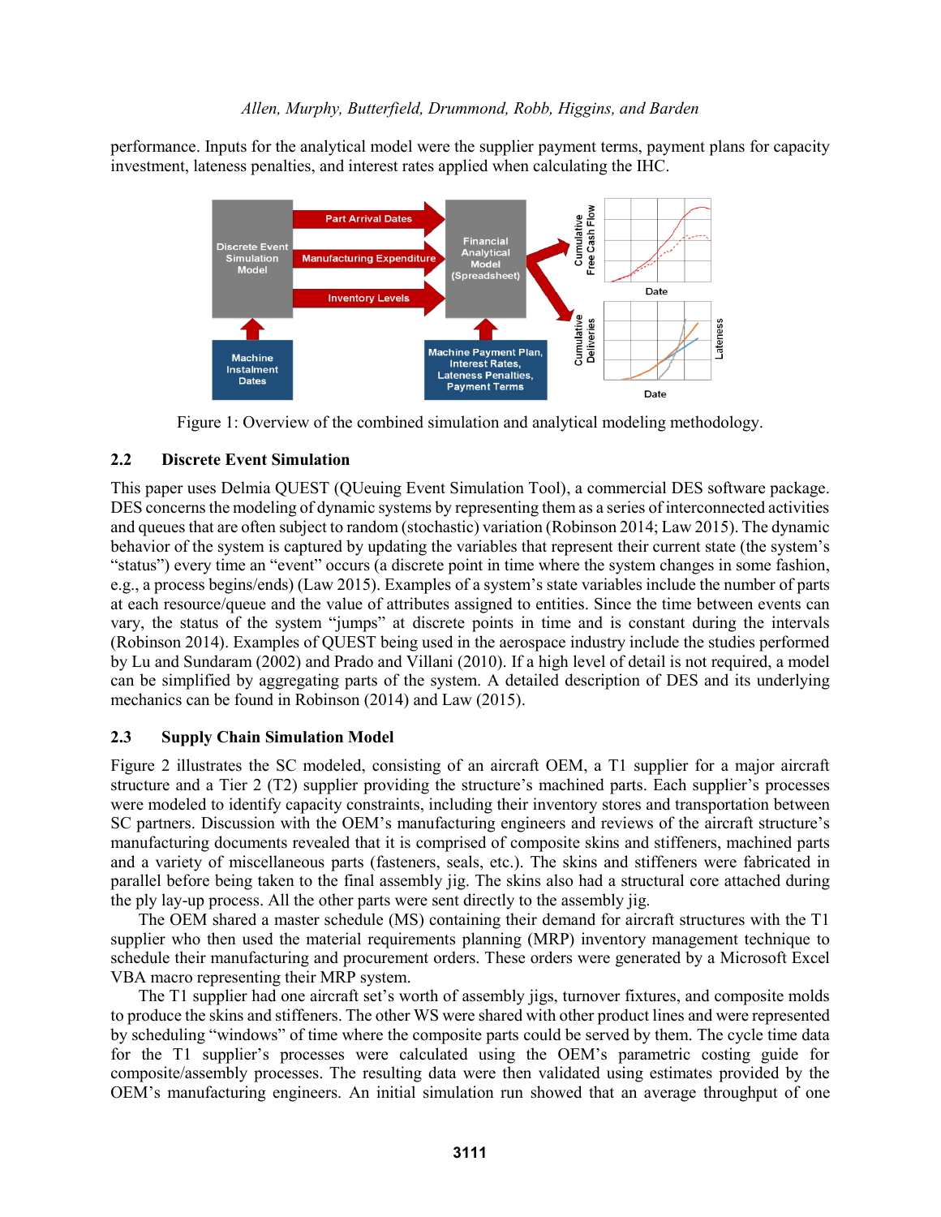performance. Inputs for the analytical model were the supplier payment terms, payment plans for capacity investment, lateness penalties, and interest rates applied when calculating the IHC.

Figure 1: Overview of the combined simulation and analytical modeling methodology.

### 2.2 Discrete Event Simulation

This paper uses Delmia QUEST (QUeuing Event Simulation Tool), a commercial DES software package. DES concerns the modeling of dynamic systems by representing them as a series of interconnected activities and queues that are often subject to random (stochastic) variation (Robinson 2014; Law 2015). The dynamic behavior of the system is captured by updating the variables that represent their current state (the system's "status") every time an "event" occurs (a discrete point in time where the system changes in some fashion, e.g., a process begins/ends) (Law 2015). Examples of a system's state variables include the number of parts at each resource/queue and the value of attributes assigned to entities. Since the time between events can vary, the status of the system "jumps" at discrete points in time and is constant during the intervals (Robinson 2014). Examples of QUEST being used in the aerospace industry include the studies performed by Lu and Sundaram (2002) and Prado and Villani (2010). If a high level of detail is not required, a model can be simplified by aggregating parts of the system. A detailed description of DES and its underlying mechanics can be found in Robinson (2014) and Law (2015).

### 2.3 Supply Chain Simulation Model

Figure 2 illustrates the SC modeled, consisting of an aircraft OEM, a T1 supplier for a major aircraft structure and a Tier 2 (T2) supplier providing the structure's machined parts. Each supplier's processes were modeled to identify capacity constraints, including their inventory stores and transportation between SC partners. Discussion with the OEM's manufacturing engineers and reviews of the aircraft structure's manufacturing documents revealed that it is comprised of composite skins and stiffeners, machined parts and a variety of miscellaneous parts (fasteners, seals, etc.). The skins and stiffeners were fabricated in parallel before being taken to the final assembly jig. The skins also had a structural core attached during the ply lay-up process. All the other parts were sent directly to the assembly jig.

The OEM shared a master schedule (MS) containing their demand for aircraft structures with the T1 supplier who then used the material requirements planning (MRP) inventory management technique to schedule their manufacturing and procurement orders. These orders were generated by a Microsoft Excel VBA macro representing their MRP system.

The T1 supplier had one aircraft set's worth of assembly jigs, turnover fixtures, and composite molds to produce the skins and stiffeners. The other WS were shared with other product lines and were represented by scheduling "windows" of time where the composite parts could be served by them. The cycle time data for the T1 supplier's processes were calculated using the OEM's parametric costing guide for composite/assembly processes. The resulting data were then validated using estimates provided by the OEM's manufacturing engineers. An initial simulation run showed that an average throughput of one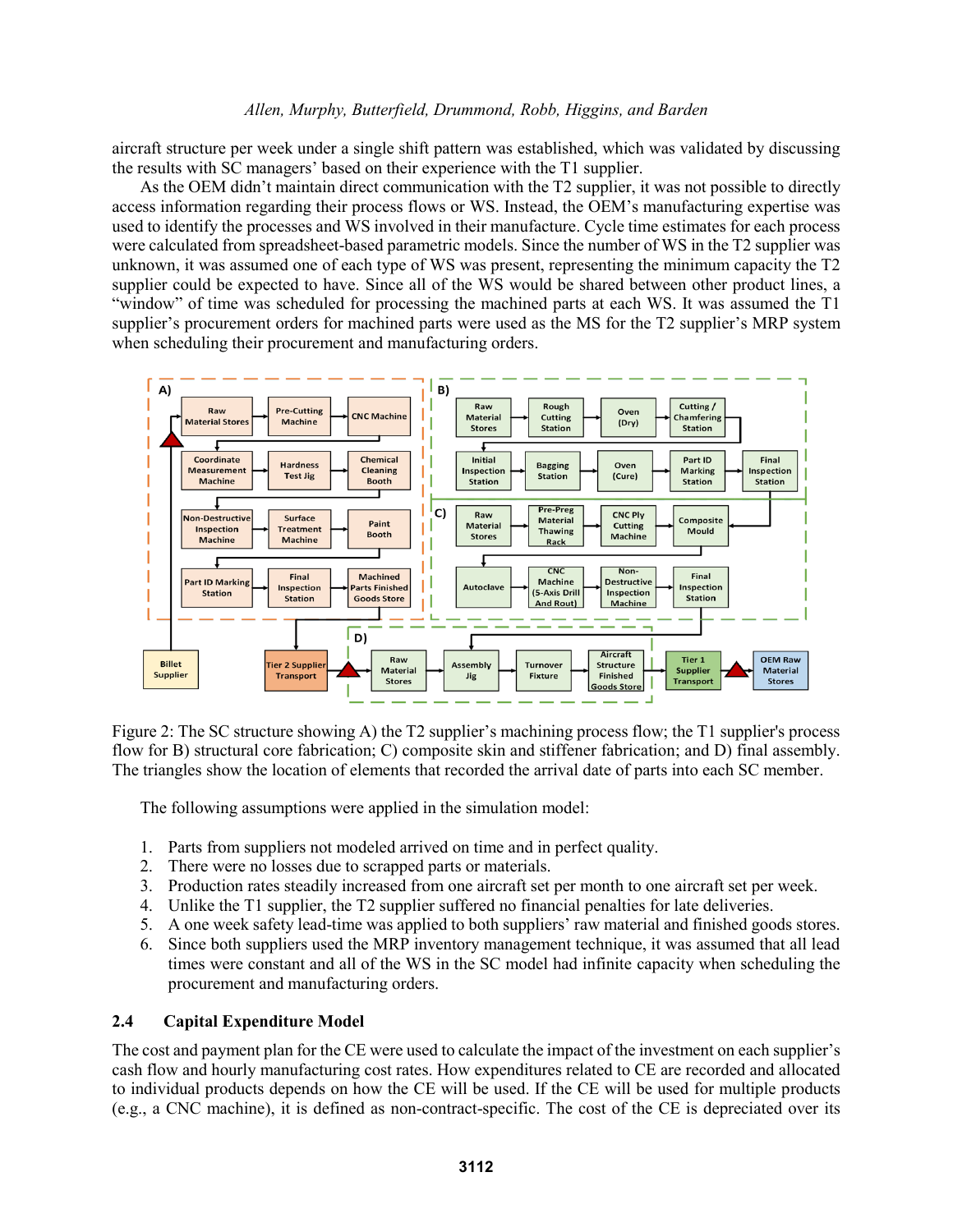aircraft structure per week under a single shift pattern was established, which was validated by discussing the results with SC managers' based on their experience with the T1 supplier.

As the OEM didn't maintain direct communication with the T2 supplier, it was not possible to directly access information regarding their process flows or WS. Instead, the OEM's manufacturing expertise was used to identify the processes and WS involved in their manufacture. Cycle time estimates for each process were calculated from spreadsheet-based parametric models. Since the number of WS in the T2 supplier was unknown, it was assumed one of each type of WS was present, representing the minimum capacity the T2 supplier could be expected to have. Since all of the WS would be shared between other product lines, a "window" of time was scheduled for processing the machined parts at each WS. It was assumed the T1 supplier's procurement orders for machined parts were used as the MS for the T2 supplier's MRP system when scheduling their procurement and manufacturing orders.

Figure 2: The SC structure showing A) the T2 supplier's machining process flow; the T1 supplier's process flow for B) structural core fabrication; C) composite skin and stiffener fabrication; and D) final assembly. The triangles show the location of elements that recorded the arrival date of parts into each SC member.

The following assumptions were applied in the simulation model:

1. Parts from suppliers not modeled arrived on time and in perfect quality.
2. There were no losses due to scrapped parts or materials.
3. Production rates steadily increased from one aircraft set per month to one aircraft set per week.
4. Unlike the T1 supplier, the T2 supplier suffered no financial penalties for late deliveries.
5. A one week safety lead-time was applied to both suppliers' raw material and finished goods stores.
6. Since both suppliers used the MRP inventory management technique, it was assumed that all lead times were constant and all of the WS in the SC model had infinite capacity when scheduling the procurement and manufacturing orders.

## 2.4 Capital Expenditure Model

The cost and payment plan for the CE were used to calculate the impact of the investment on each supplier's cash flow and hourly manufacturing cost rates. How expenditures related to CE are recorded and allocated to individual products depends on how the CE will be used. If the CE will be used for multiple products (e.g., a CNC machine), it is defined as non-contract-specific. The cost of the CE is depreciated over its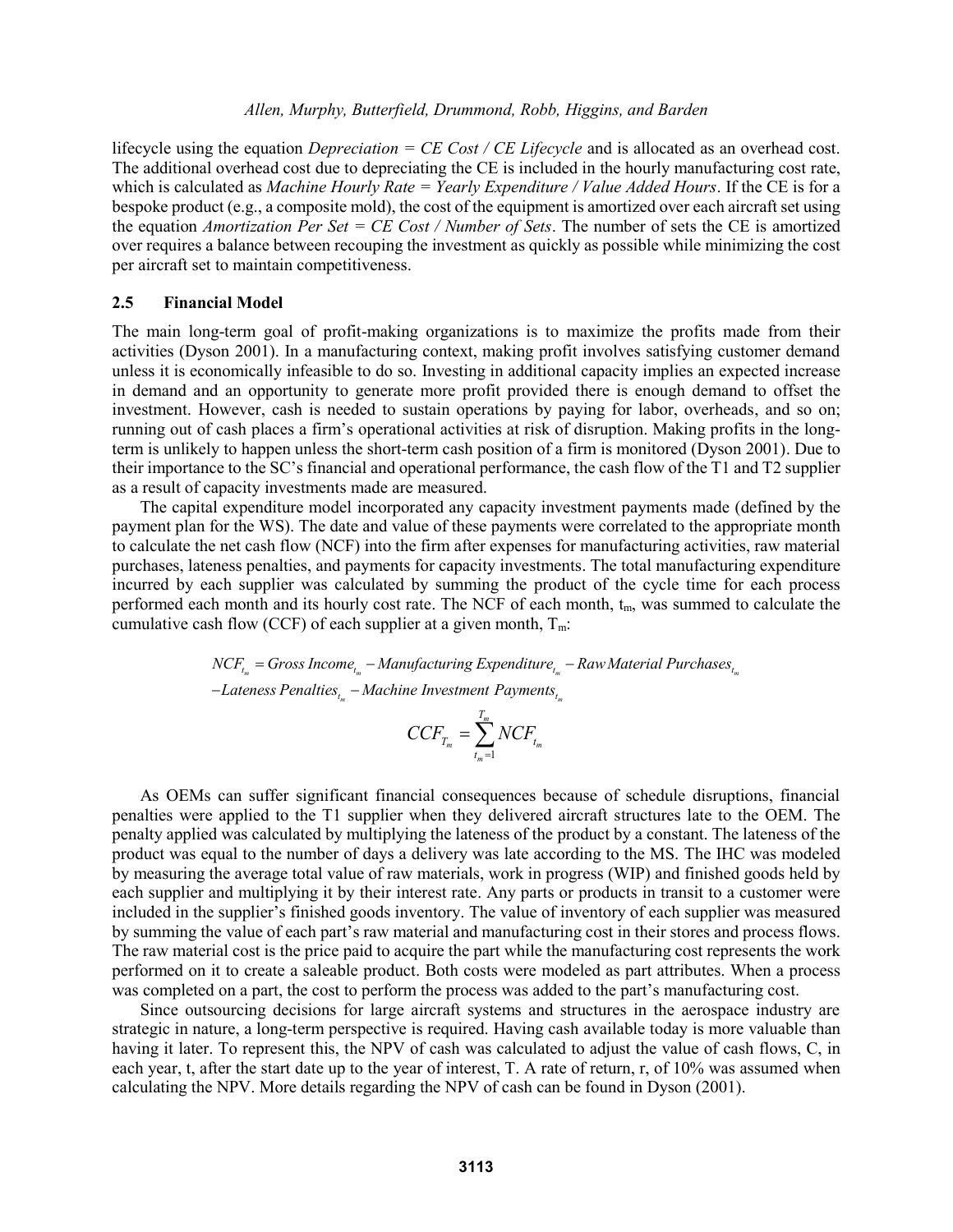lifecycle using the equation *Depreciation = CE Cost / CE Lifecycle* and is allocated as an overhead cost. The additional overhead cost due to depreciating the CE is included in the hourly manufacturing cost rate, which is calculated as *Machine Hourly Rate = Yearly Expenditure / Value Added Hours*. If the CE is for a bespoke product (e.g., a composite mold), the cost of the equipment is amortized over each aircraft set using the equation *Amortization Per Set = CE Cost / Number of Sets*. The number of sets the CE is amortized over requires a balance between recouping the investment as quickly as possible while minimizing the cost per aircraft set to maintain competitiveness.

### 2.5 Financial Model

The main long-term goal of profit-making organizations is to maximize the profits made from their activities (Dyson 2001). In a manufacturing context, making profit involves satisfying customer demand unless it is economically infeasible to do so. Investing in additional capacity implies an expected increase in demand and an opportunity to generate more profit provided there is enough demand to offset the investment. However, cash is needed to sustain operations by paying for labor, overheads, and so on; running out of cash places a firm's operational activities at risk of disruption. Making profits in the long-term is unlikely to happen unless the short-term cash position of a firm is monitored (Dyson 2001). Due to their importance to the SC's financial and operational performance, the cash flow of the T1 and T2 supplier as a result of capacity investments made are measured.

The capital expenditure model incorporated any capacity investment payments made (defined by the payment plan for the WS). The date and value of these payments were correlated to the appropriate month to calculate the net cash flow (NCF) into the firm after expenses for manufacturing activities, raw material purchases, lateness penalties, and payments for capacity investments. The total manufacturing expenditure incurred by each supplier was calculated by summing the product of the cycle time for each process performed each month and its hourly cost rate. The NCF of each month, $t_m$, was summed to calculate the cumulative cash flow (CCF) of each supplier at a given month, $T_m$:

$$NCF_{t_m} = Gross\ Income_{t_m} - Manufacturing\ Expenditure_{t_m} - Raw\ Material\ Purchases_{t_m}$$
$$- Lateness\ Penalties_{t_m} - Machine\ Investment\ Payments_{t_m}$$

$$CCF_{T_m} = \sum_{t_m=1}^{T_m} NCF_{t_m}$$

As OEMs can suffer significant financial consequences because of schedule disruptions, financial penalties were applied to the T1 supplier when they delivered aircraft structures late to the OEM. The penalty applied was calculated by multiplying the lateness of the product by a constant. The lateness of the product was equal to the number of days a delivery was late according to the MS. The IHC was modeled by measuring the average total value of raw materials, work in progress (WIP) and finished goods held by each supplier and multiplying it by their interest rate. Any parts or products in transit to a customer were included in the supplier's finished goods inventory. The value of inventory of each supplier was measured by summing the value of each part's raw material and manufacturing cost in their stores and process flows. The raw material cost is the price paid to acquire the part while the manufacturing cost represents the work performed on it to create a saleable product. Both costs were modeled as part attributes. When a process was completed on a part, the cost to perform the process was added to the part's manufacturing cost.

Since outsourcing decisions for large aircraft systems and structures in the aerospace industry are strategic in nature, a long-term perspective is required. Having cash available today is more valuable than having it later. To represent this, the NPV of cash was calculated to adjust the value of cash flows, C, in each year, t, after the start date up to the year of interest, T. A rate of return, r, of 10% was assumed when calculating the NPV. More details regarding the NPV of cash can be found in Dyson (2001).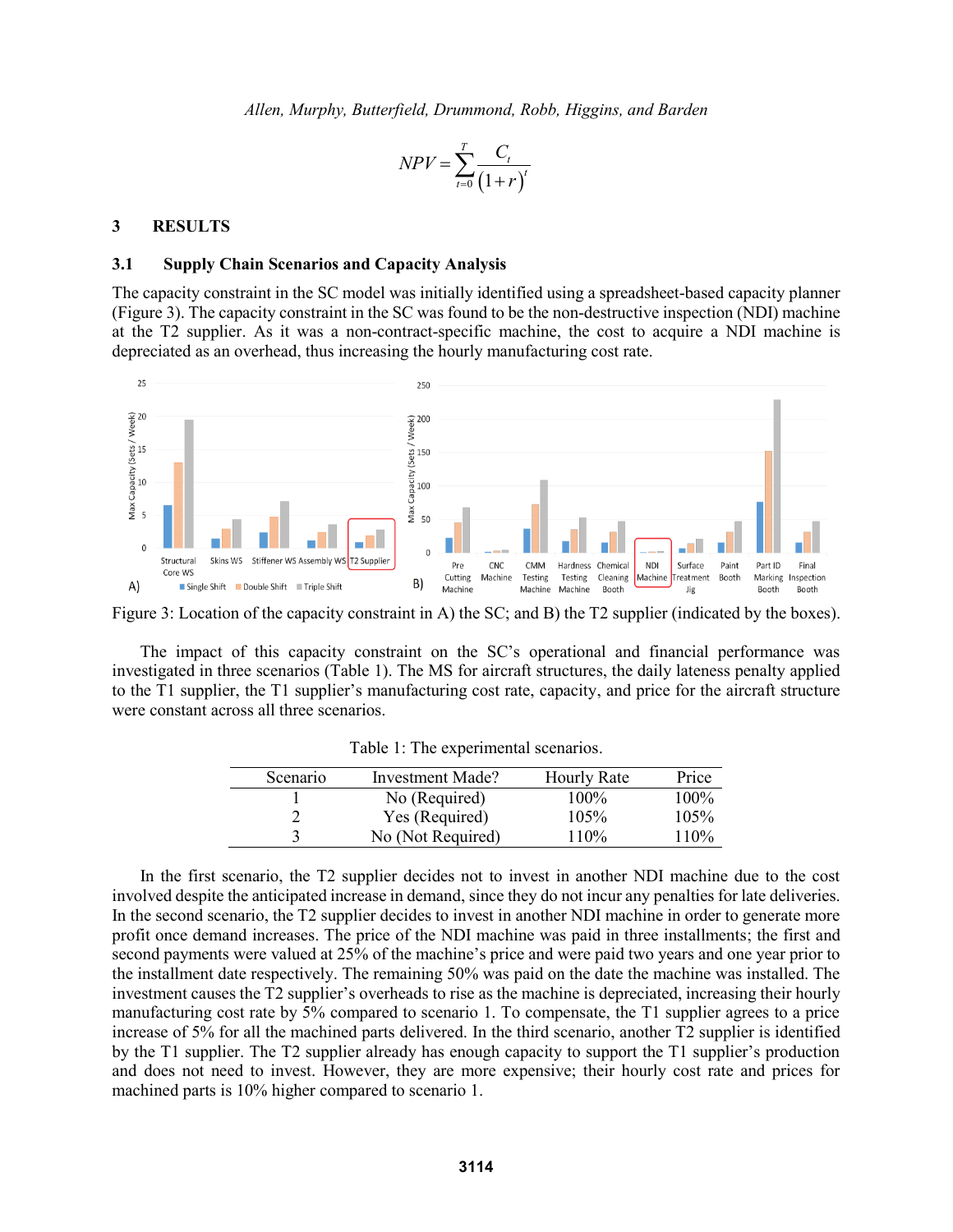$$NPV = \sum_{t=0}^{T} \frac{C_t}{(1+r)^t}$$

## 3 RESULTS

### 3.1 Supply Chain Scenarios and Capacity Analysis

The capacity constraint in the SC model was initially identified using a spreadsheet-based capacity planner (Figure 3). The capacity constraint in the SC was found to be the non-destructive inspection (NDI) machine at the T2 supplier. As it was a non-contract-specific machine, the cost to acquire a NDI machine is depreciated as an overhead, thus increasing the hourly manufacturing cost rate.

Figure 3: Location of the capacity constraint in A) the SC; and B) the T2 supplier (indicated by the boxes).

The impact of this capacity constraint on the SC's operational and financial performance was investigated in three scenarios (Table 1). The MS for aircraft structures, the daily lateness penalty applied to the T1 supplier, the T1 supplier's manufacturing cost rate, capacity, and price for the aircraft structure were constant across all three scenarios.

Table 1: The experimental scenarios.

| Scenario | Investment Made? | Hourly Rate | Price |
|---|---|---|---|
| 1 | No (Required) | 100% | 100% |
| 2 | Yes (Required) | 105% | 105% |
| 3 | No (Not Required) | 110% | 110% |

In the first scenario, the T2 supplier decides not to invest in another NDI machine due to the cost involved despite the anticipated increase in demand, since they do not incur any penalties for late deliveries. In the second scenario, the T2 supplier decides to invest in another NDI machine in order to generate more profit once demand increases. The price of the NDI machine was paid in three installments; the first and second payments were valued at 25% of the machine's price and were paid two years and one year prior to the installment date respectively. The remaining 50% was paid on the date the machine was installed. The investment causes the T2 supplier's overheads to rise as the machine is depreciated, increasing their hourly manufacturing cost rate by 5% compared to scenario 1. To compensate, the T1 supplier agrees to a price increase of 5% for all the machined parts delivered. In the third scenario, another T2 supplier is identified by the T1 supplier. The T2 supplier already has enough capacity to support the T1 supplier's production and does not need to invest. However, they are more expensive; their hourly cost rate and prices for machined parts is 10% higher compared to scenario 1.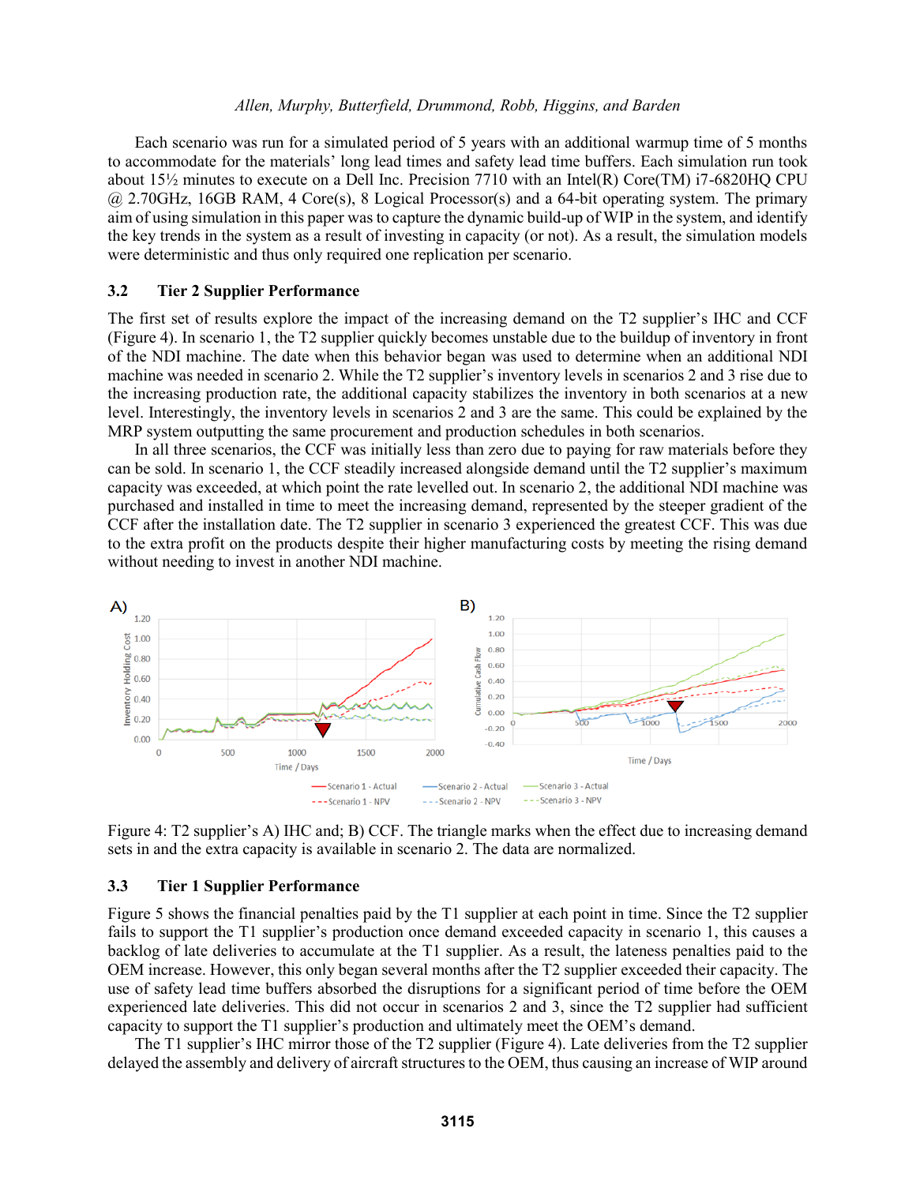Each scenario was run for a simulated period of 5 years with an additional warmup time of 5 months to accommodate for the materials' long lead times and safety lead time buffers. Each simulation run took about 15½ minutes to execute on a Dell Inc. Precision 7710 with an Intel(R) Core(TM) i7-6820HQ CPU @ 2.70GHz, 16GB RAM, 4 Core(s), 8 Logical Processor(s) and a 64-bit operating system. The primary aim of using simulation in this paper was to capture the dynamic build-up of WIP in the system, and identify the key trends in the system as a result of investing in capacity (or not). As a result, the simulation models were deterministic and thus only required one replication per scenario.

### 3.2 Tier 2 Supplier Performance

The first set of results explore the impact of the increasing demand on the T2 supplier's IHC and CCF (Figure 4). In scenario 1, the T2 supplier quickly becomes unstable due to the buildup of inventory in front of the NDI machine. The date when this behavior began was used to determine when an additional NDI machine was needed in scenario 2. While the T2 supplier's inventory levels in scenarios 2 and 3 rise due to the increasing production rate, the additional capacity stabilizes the inventory in both scenarios at a new level. Interestingly, the inventory levels in scenarios 2 and 3 are the same. This could be explained by the MRP system outputting the same procurement and production schedules in both scenarios.

In all three scenarios, the CCF was initially less than zero due to paying for raw materials before they can be sold. In scenario 1, the CCF steadily increased alongside demand until the T2 supplier's maximum capacity was exceeded, at which point the rate levelled out. In scenario 2, the additional NDI machine was purchased and installed in time to meet the increasing demand, represented by the steeper gradient of the CCF after the installation date. The T2 supplier in scenario 3 experienced the greatest CCF. This was due to the extra profit on the products despite their higher manufacturing costs by meeting the rising demand without needing to invest in another NDI machine.

Figure 4: T2 supplier's A) IHC and; B) CCF. The triangle marks when the effect due to increasing demand sets in and the extra capacity is available in scenario 2. The data are normalized.

### 3.3 Tier 1 Supplier Performance

Figure 5 shows the financial penalties paid by the T1 supplier at each point in time. Since the T2 supplier fails to support the T1 supplier's production once demand exceeded capacity in scenario 1, this causes a backlog of late deliveries to accumulate at the T1 supplier. As a result, the lateness penalties paid to the OEM increase. However, this only began several months after the T2 supplier exceeded their capacity. The use of safety lead time buffers absorbed the disruptions for a significant period of time before the OEM experienced late deliveries. This did not occur in scenarios 2 and 3, since the T2 supplier had sufficient capacity to support the T1 supplier's production and ultimately meet the OEM's demand.

The T1 supplier's IHC mirror those of the T2 supplier (Figure 4). Late deliveries from the T2 supplier delayed the assembly and delivery of aircraft structures to the OEM, thus causing an increase of WIP around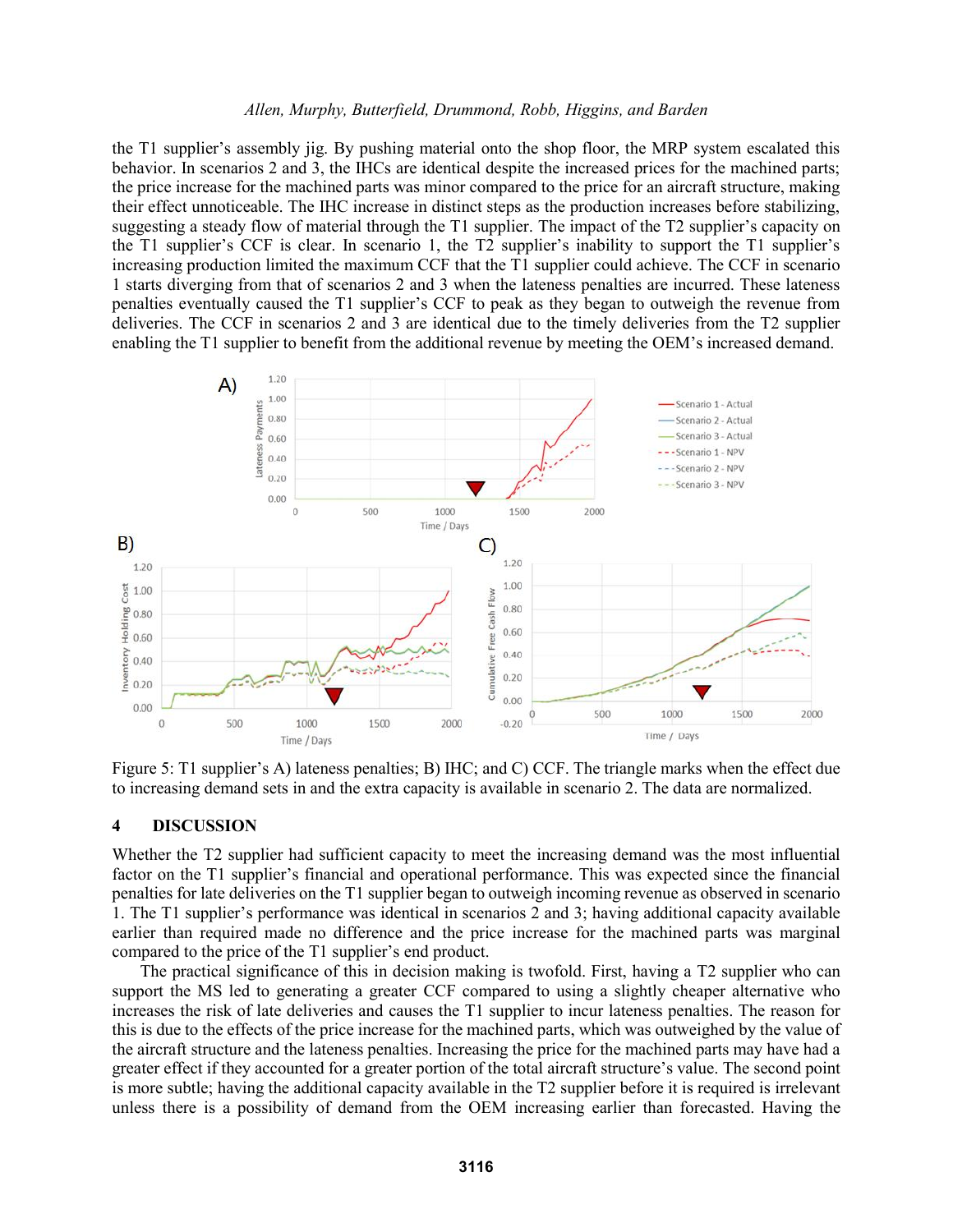the T1 supplier's assembly jig. By pushing material onto the shop floor, the MRP system escalated this behavior. In scenarios 2 and 3, the IHCs are identical despite the increased prices for the machined parts; the price increase for the machined parts was minor compared to the price for an aircraft structure, making their effect unnoticeable. The IHC increase in distinct steps as the production increases before stabilizing, suggesting a steady flow of material through the T1 supplier. The impact of the T2 supplier's capacity on the T1 supplier's CCF is clear. In scenario 1, the T2 supplier's inability to support the T1 supplier's increasing production limited the maximum CCF that the T1 supplier could achieve. The CCF in scenario 1 starts diverging from that of scenarios 2 and 3 when the lateness penalties are incurred. These lateness penalties eventually caused the T1 supplier's CCF to peak as they began to outweigh the revenue from deliveries. The CCF in scenarios 2 and 3 are identical due to the timely deliveries from the T2 supplier enabling the T1 supplier to benefit from the additional revenue by meeting the OEM's increased demand.

Figure 5: T1 supplier's A) lateness penalties; B) IHC; and C) CCF. The triangle marks when the effect due to increasing demand sets in and the extra capacity is available in scenario 2. The data are normalized.

## 4 DISCUSSION

Whether the T2 supplier had sufficient capacity to meet the increasing demand was the most influential factor on the T1 supplier's financial and operational performance. This was expected since the financial penalties for late deliveries on the T1 supplier began to outweigh incoming revenue as observed in scenario 1. The T1 supplier's performance was identical in scenarios 2 and 3; having additional capacity available earlier than required made no difference and the price increase for the machined parts was marginal compared to the price of the T1 supplier's end product.

The practical significance of this in decision making is twofold. First, having a T2 supplier who can support the MS led to generating a greater CCF compared to using a slightly cheaper alternative who increases the risk of late deliveries and causes the T1 supplier to incur lateness penalties. The reason for this is due to the effects of the price increase for the machined parts, which was outweighed by the value of the aircraft structure and the lateness penalties. Increasing the price for the machined parts may have had a greater effect if they accounted for a greater portion of the total aircraft structure's value. The second point is more subtle; having the additional capacity available in the T2 supplier before it is required is irrelevant unless there is a possibility of demand from the OEM increasing earlier than forecasted. Having the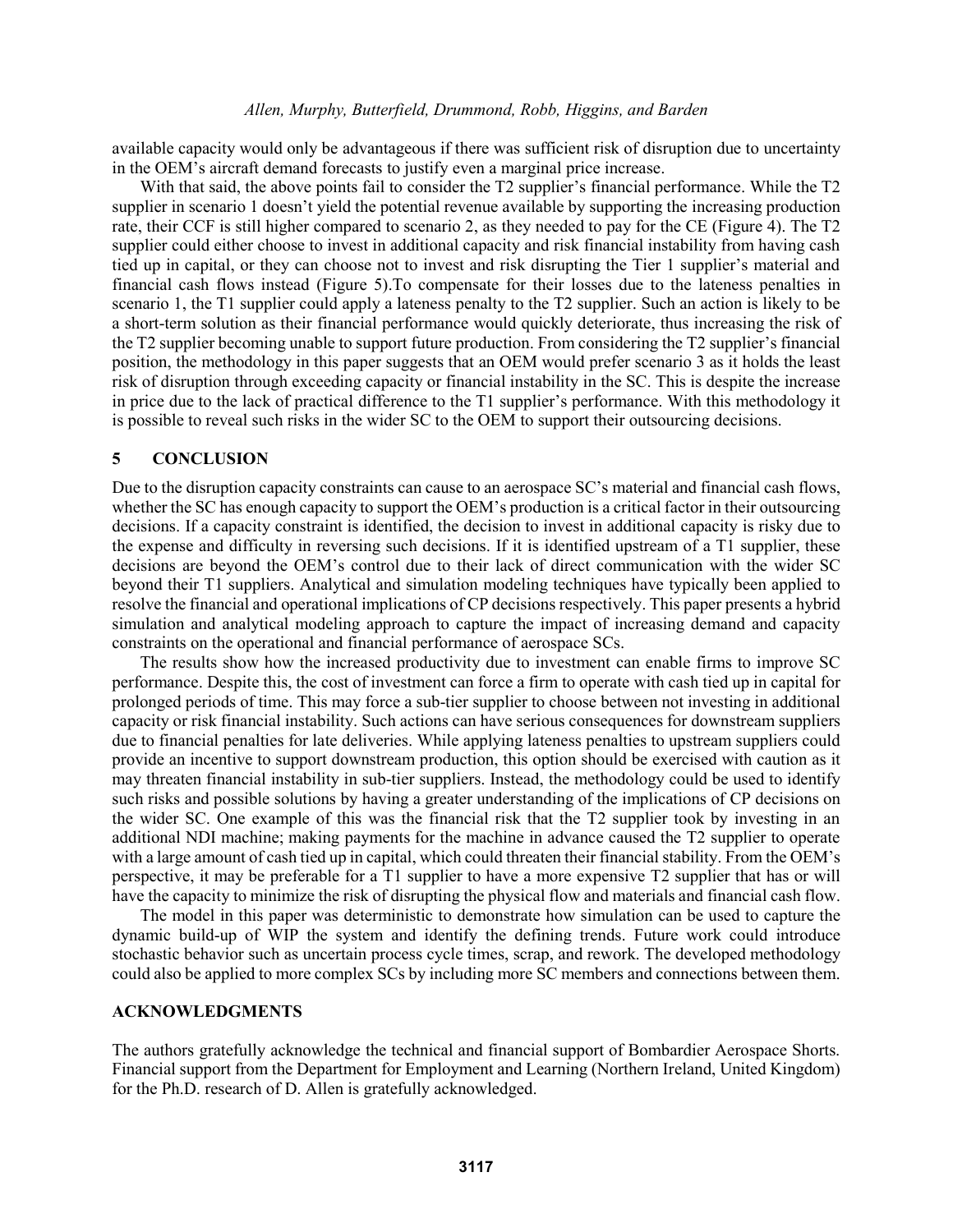available capacity would only be advantageous if there was sufficient risk of disruption due to uncertainty in the OEM's aircraft demand forecasts to justify even a marginal price increase.

With that said, the above points fail to consider the T2 supplier's financial performance. While the T2 supplier in scenario 1 doesn't yield the potential revenue available by supporting the increasing production rate, their CCF is still higher compared to scenario 2, as they needed to pay for the CE (Figure 4). The T2 supplier could either choose to invest in additional capacity and risk financial instability from having cash tied up in capital, or they can choose not to invest and risk disrupting the Tier 1 supplier's material and financial cash flows instead (Figure 5).To compensate for their losses due to the lateness penalties in scenario 1, the T1 supplier could apply a lateness penalty to the T2 supplier. Such an action is likely to be a short-term solution as their financial performance would quickly deteriorate, thus increasing the risk of the T2 supplier becoming unable to support future production. From considering the T2 supplier's financial position, the methodology in this paper suggests that an OEM would prefer scenario 3 as it holds the least risk of disruption through exceeding capacity or financial instability in the SC. This is despite the increase in price due to the lack of practical difference to the T1 supplier's performance. With this methodology it is possible to reveal such risks in the wider SC to the OEM to support their outsourcing decisions.

## 5 CONCLUSION

Due to the disruption capacity constraints can cause to an aerospace SC's material and financial cash flows, whether the SC has enough capacity to support the OEM's production is a critical factor in their outsourcing decisions. If a capacity constraint is identified, the decision to invest in additional capacity is risky due to the expense and difficulty in reversing such decisions. If it is identified upstream of a T1 supplier, these decisions are beyond the OEM's control due to their lack of direct communication with the wider SC beyond their T1 suppliers. Analytical and simulation modeling techniques have typically been applied to resolve the financial and operational implications of CP decisions respectively. This paper presents a hybrid simulation and analytical modeling approach to capture the impact of increasing demand and capacity constraints on the operational and financial performance of aerospace SCs.

The results show how the increased productivity due to investment can enable firms to improve SC performance. Despite this, the cost of investment can force a firm to operate with cash tied up in capital for prolonged periods of time. This may force a sub-tier supplier to choose between not investing in additional capacity or risk financial instability. Such actions can have serious consequences for downstream suppliers due to financial penalties for late deliveries. While applying lateness penalties to upstream suppliers could provide an incentive to support downstream production, this option should be exercised with caution as it may threaten financial instability in sub-tier suppliers. Instead, the methodology could be used to identify such risks and possible solutions by having a greater understanding of the implications of CP decisions on the wider SC. One example of this was the financial risk that the T2 supplier took by investing in an additional NDI machine; making payments for the machine in advance caused the T2 supplier to operate with a large amount of cash tied up in capital, which could threaten their financial stability. From the OEM's perspective, it may be preferable for a T1 supplier to have a more expensive T2 supplier that has or will have the capacity to minimize the risk of disrupting the physical flow and materials and financial cash flow.

The model in this paper was deterministic to demonstrate how simulation can be used to capture the dynamic build-up of WIP the system and identify the defining trends. Future work could introduce stochastic behavior such as uncertain process cycle times, scrap, and rework. The developed methodology could also be applied to more complex SCs by including more SC members and connections between them.

## ACKNOWLEDGMENTS

The authors gratefully acknowledge the technical and financial support of Bombardier Aerospace Shorts. Financial support from the Department for Employment and Learning (Northern Ireland, United Kingdom) for the Ph.D. research of D. Allen is gratefully acknowledged.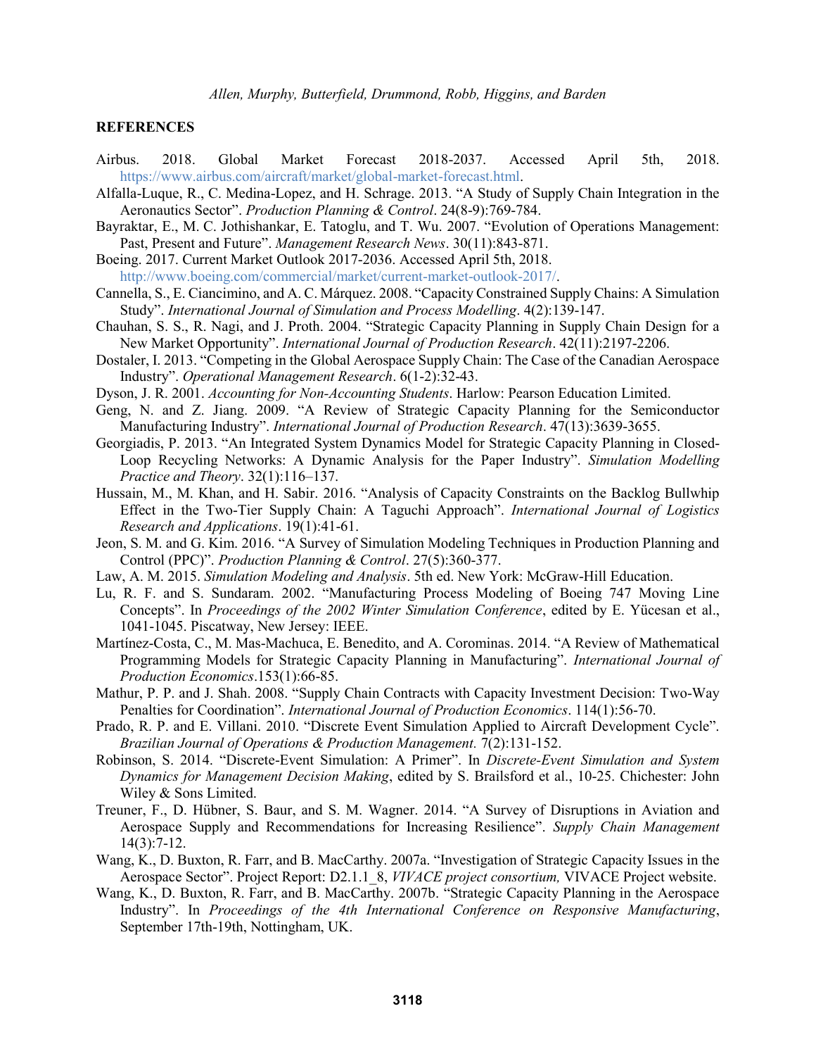## REFERENCES

Airbus. 2018. Global Market Forecast 2018-2037. Accessed April 5th, 2018. https://www.airbus.com/aircraft/market/global-market-forecast.html.

Alfalla-Luque, R., C. Medina-Lopez, and H. Schrage. 2013. "A Study of Supply Chain Integration in the Aeronautics Sector". *Production Planning & Control*. 24(8-9):769-784.

Bayraktar, E., M. C. Jothishankar, E. Tatoglu, and T. Wu. 2007. "Evolution of Operations Management: Past, Present and Future". *Management Research News*. 30(11):843-871.

Boeing. 2017. Current Market Outlook 2017-2036. Accessed April 5th, 2018. http://www.boeing.com/commercial/market/current-market-outlook-2017/.

Cannella, S., E. Ciancimino, and A. C. Márquez. 2008. "Capacity Constrained Supply Chains: A Simulation Study". *International Journal of Simulation and Process Modelling*. 4(2):139-147.

Chauhan, S. S., R. Nagi, and J. Proth. 2004. "Strategic Capacity Planning in Supply Chain Design for a New Market Opportunity". *International Journal of Production Research*. 42(11):2197-2206.

Dostaler, I. 2013. "Competing in the Global Aerospace Supply Chain: The Case of the Canadian Aerospace Industry". *Operational Management Research*. 6(1-2):32-43.

Dyson, J. R. 2001. *Accounting for Non-Accounting Students*. Harlow: Pearson Education Limited.

Geng, N. and Z. Jiang. 2009. "A Review of Strategic Capacity Planning for the Semiconductor Manufacturing Industry". *International Journal of Production Research*. 47(13):3639-3655.

Georgiadis, P. 2013. "An Integrated System Dynamics Model for Strategic Capacity Planning in Closed-Loop Recycling Networks: A Dynamic Analysis for the Paper Industry". *Simulation Modelling Practice and Theory*. 32(1):116–137.

Hussain, M., M. Khan, and H. Sabir. 2016. "Analysis of Capacity Constraints on the Backlog Bullwhip Effect in the Two-Tier Supply Chain: A Taguchi Approach". *International Journal of Logistics Research and Applications*. 19(1):41-61.

Jeon, S. M. and G. Kim. 2016. "A Survey of Simulation Modeling Techniques in Production Planning and Control (PPC)". *Production Planning & Control*. 27(5):360-377.

Law, A. M. 2015. *Simulation Modeling and Analysis*. 5th ed. New York: McGraw-Hill Education.

Lu, R. F. and S. Sundaram. 2002. "Manufacturing Process Modeling of Boeing 747 Moving Line Concepts". In *Proceedings of the 2002 Winter Simulation Conference*, edited by E. Yücesan et al., 1041-1045. Piscatway, New Jersey: IEEE.

Martínez-Costa, C., M. Mas-Machuca, E. Benedito, and A. Corominas. 2014. "A Review of Mathematical Programming Models for Strategic Capacity Planning in Manufacturing". *International Journal of Production Economics*.153(1):66-85.

Mathur, P. P. and J. Shah. 2008. "Supply Chain Contracts with Capacity Investment Decision: Two-Way Penalties for Coordination". *International Journal of Production Economics*. 114(1):56-70.

Prado, R. P. and E. Villani. 2010. "Discrete Event Simulation Applied to Aircraft Development Cycle". *Brazilian Journal of Operations & Production Management.* 7(2):131-152.

Robinson, S. 2014. "Discrete-Event Simulation: A Primer". In *Discrete-Event Simulation and System Dynamics for Management Decision Making*, edited by S. Brailsford et al., 10-25. Chichester: John Wiley & Sons Limited.

Treuner, F., D. Hübner, S. Baur, and S. M. Wagner. 2014. "A Survey of Disruptions in Aviation and Aerospace Supply and Recommendations for Increasing Resilience". *Supply Chain Management* 14(3):7-12.

Wang, K., D. Buxton, R. Farr, and B. MacCarthy. 2007a. "Investigation of Strategic Capacity Issues in the Aerospace Sector". Project Report: D2.1.1_8, *VIVACE project consortium,* VIVACE Project website.

Wang, K., D. Buxton, R. Farr, and B. MacCarthy. 2007b. "Strategic Capacity Planning in the Aerospace Industry". In *Proceedings of the 4th International Conference on Responsive Manufacturing*, September 17th-19th, Nottingham, UK.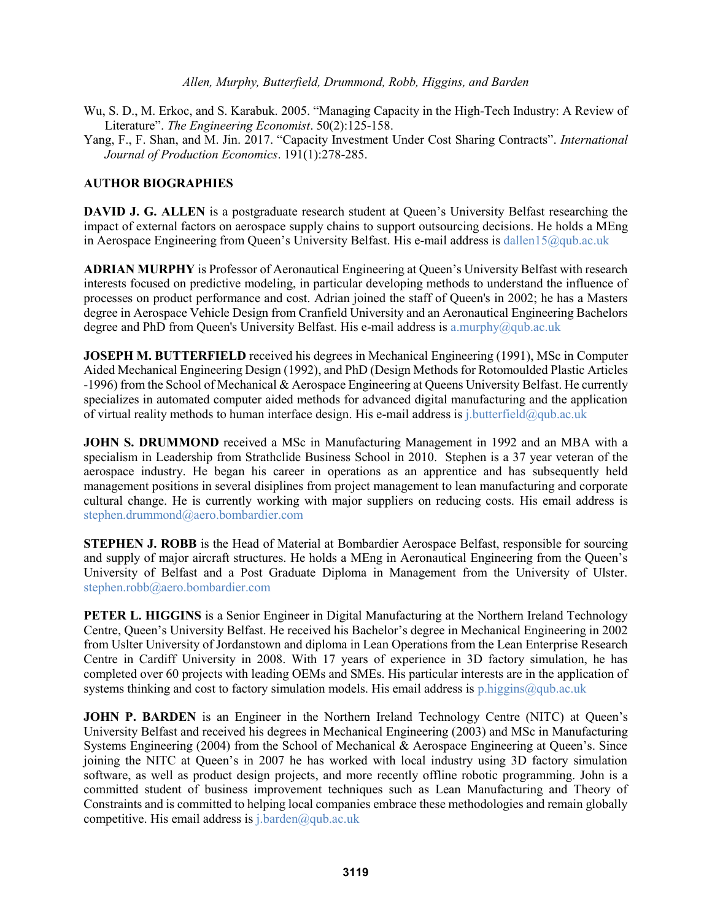Wu, S. D., M. Erkoc, and S. Karabuk. 2005. "Managing Capacity in the High-Tech Industry: A Review of Literature". *The Engineering Economist*. 50(2):125-158.

Yang, F., F. Shan, and M. Jin. 2017. "Capacity Investment Under Cost Sharing Contracts". *International Journal of Production Economics*. 191(1):278-285.

## AUTHOR BIOGRAPHIES

**DAVID J. G. ALLEN** is a postgraduate research student at Queen's University Belfast researching the impact of external factors on aerospace supply chains to support outsourcing decisions. He holds a MEng in Aerospace Engineering from Queen's University Belfast. His e-mail address is dallen15@qub.ac.uk

**ADRIAN MURPHY** is Professor of Aeronautical Engineering at Queen's University Belfast with research interests focused on predictive modeling, in particular developing methods to understand the influence of processes on product performance and cost. Adrian joined the staff of Queen's in 2002; he has a Masters degree in Aerospace Vehicle Design from Cranfield University and an Aeronautical Engineering Bachelors degree and PhD from Queen's University Belfast. His e-mail address is a.murphy@qub.ac.uk

**JOSEPH M. BUTTERFIELD** received his degrees in Mechanical Engineering (1991), MSc in Computer Aided Mechanical Engineering Design (1992), and PhD (Design Methods for Rotomoulded Plastic Articles -1996) from the School of Mechanical & Aerospace Engineering at Queens University Belfast. He currently specializes in automated computer aided methods for advanced digital manufacturing and the application of virtual reality methods to human interface design. His e-mail address is j.butterfield@qub.ac.uk

**JOHN S. DRUMMOND** received a MSc in Manufacturing Management in 1992 and an MBA with a specialism in Leadership from Strathclide Business School in 2010. Stephen is a 37 year veteran of the aerospace industry. He began his career in operations as an apprentice and has subsequently held management positions in several disiplines from project management to lean manufacturing and corporate cultural change. He is currently working with major suppliers on reducing costs. His email address is stephen.drummond@aero.bombardier.com

**STEPHEN J. ROBB** is the Head of Material at Bombardier Aerospace Belfast, responsible for sourcing and supply of major aircraft structures. He holds a MEng in Aeronautical Engineering from the Queen's University of Belfast and a Post Graduate Diploma in Management from the University of Ulster. stephen.robb@aero.bombardier.com

**PETER L. HIGGINS** is a Senior Engineer in Digital Manufacturing at the Northern Ireland Technology Centre, Queen's University Belfast. He received his Bachelor's degree in Mechanical Engineering in 2002 from Uslter University of Jordanstown and diploma in Lean Operations from the Lean Enterprise Research Centre in Cardiff University in 2008. With 17 years of experience in 3D factory simulation, he has completed over 60 projects with leading OEMs and SMEs. His particular interests are in the application of systems thinking and cost to factory simulation models. His email address is p.higgins@qub.ac.uk

**JOHN P. BARDEN** is an Engineer in the Northern Ireland Technology Centre (NITC) at Queen's University Belfast and received his degrees in Mechanical Engineering (2003) and MSc in Manufacturing Systems Engineering (2004) from the School of Mechanical & Aerospace Engineering at Queen's. Since joining the NITC at Queen's in 2007 he has worked with local industry using 3D factory simulation software, as well as product design projects, and more recently offline robotic programming. John is a committed student of business improvement techniques such as Lean Manufacturing and Theory of Constraints and is committed to helping local companies embrace these methodologies and remain globally competitive. His email address is j.barden@qub.ac.uk